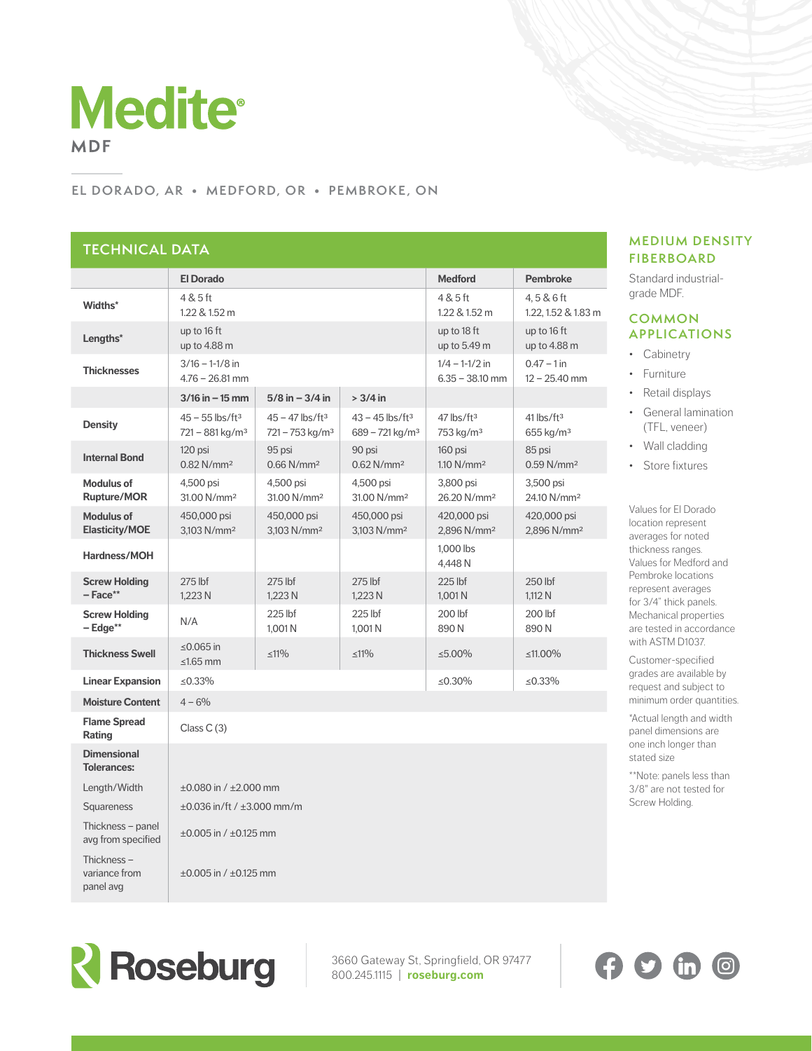# Medite® MDF

EL DORADO, AR • MEDFORD, OR • PEMBROKE, ON

## TECHNICAL DATA

| | El Dorado | | | Medford | Pembroke |
|---|---|---|---|---|---|
| **Widths*** | 4 & 5 ft<br>1.22 & 1.52 m | | | 4 & 5 ft<br>1.22 & 1.52 m | 4, 5 & 6 ft<br>1.22, 1.52 & 1.83 m |
| **Lengths*** | up to 16 ft<br>up to 4.88 m | | | up to 18 ft<br>up to 5.49 m | up to 16 ft<br>up to 4.88 m |
| **Thicknesses** | 3/16 – 1-1/8 in<br>4.76 – 26.81 mm | | | 1/4 – 1-1/2 in<br>6.35 – 38.10 mm | 0.47 – 1 in<br>12 – 25.40 mm |
| | **3/16 in – 15 mm** | **5/8 in – 3/4 in** | **> 3/4 in** | | |
| **Density** | 45 – 55 lbs/ft³<br>721 – 881 kg/m³ | 45 – 47 lbs/ft³<br>721 – 753 kg/m³ | 43 – 45 lbs/ft³<br>689 – 721 kg/m³ | 47 lbs/ft³<br>753 kg/m³ | 41 lbs/ft³<br>655 kg/m³ |
| **Internal Bond** | 120 psi<br>0.82 N/mm² | 95 psi<br>0.66 N/mm² | 90 psi<br>0.62 N/mm² | 160 psi<br>1.10 N/mm² | 85 psi<br>0.59 N/mm² |
| **Modulus of Rupture/MOR** | 4,500 psi<br>31.00 N/mm² | 4,500 psi<br>31.00 N/mm² | 4,500 psi<br>31.00 N/mm² | 3,800 psi<br>26.20 N/mm² | 3,500 psi<br>24.10 N/mm² |
| **Modulus of Elasticity/MOE** | 450,000 psi<br>3,103 N/mm² | 450,000 psi<br>3,103 N/mm² | 450,000 psi<br>3,103 N/mm² | 420,000 psi<br>2,896 N/mm² | 420,000 psi<br>2,896 N/mm² |
| **Hardness/MOH** | | | | 1,000 lbs<br>4,448 N | |
| **Screw Holding – Face**** | 275 lbf<br>1,223 N | 275 lbf<br>1,223 N | 275 lbf<br>1,223 N | 225 lbf<br>1,001 N | 250 lbf<br>1,112 N |
| **Screw Holding – Edge**** | N/A | 225 lbf<br>1,001 N | 225 lbf<br>1,001 N | 200 lbf<br>890 N | 200 lbf<br>890 N |
| **Thickness Swell** | ≤0.065 in<br>≤1.65 mm | ≤11% | ≤11% | ≤5.00% | ≤11.00% |
| **Linear Expansion** | ≤0.33% | | | ≤0.30% | ≤0.33% |
| **Moisture Content** | 4 – 6% | | | | |
| **Flame Spread Rating** | Class C (3) | | | | |
| **Dimensional Tolerances:** | | | | | |
| Length/Width | ±0.080 in / ±2.000 mm | | | | |
| Squareness | ±0.036 in/ft / ±3.000 mm/m | | | | |
| Thickness – panel avg from specified | ±0.005 in / ±0.125 mm | | | | |
| Thickness – variance from panel avg | ±0.005 in / ±0.125 mm | | | | |

## MEDIUM DENSITY FIBERBOARD

Standard industrial-grade MDF.

## COMMON APPLICATIONS

- Cabinetry
- Furniture
- Retail displays
- General lamination (TFL, veneer)
- Wall cladding
- Store fixtures

Values for El Dorado location represent averages for noted thickness ranges. Values for Medford and Pembroke locations represent averages for 3/4" thick panels. Mechanical properties are tested in accordance with ASTM D1037.

Customer-specified grades are available by request and subject to minimum order quantities.

*Actual length and width panel dimensions are one inch longer than stated size

**Note: panels less than 3/8" are not tested for Screw Holding.

Roseburg

3660 Gateway St, Springfield, OR 97477
800.245.1115 | **roseburg.com**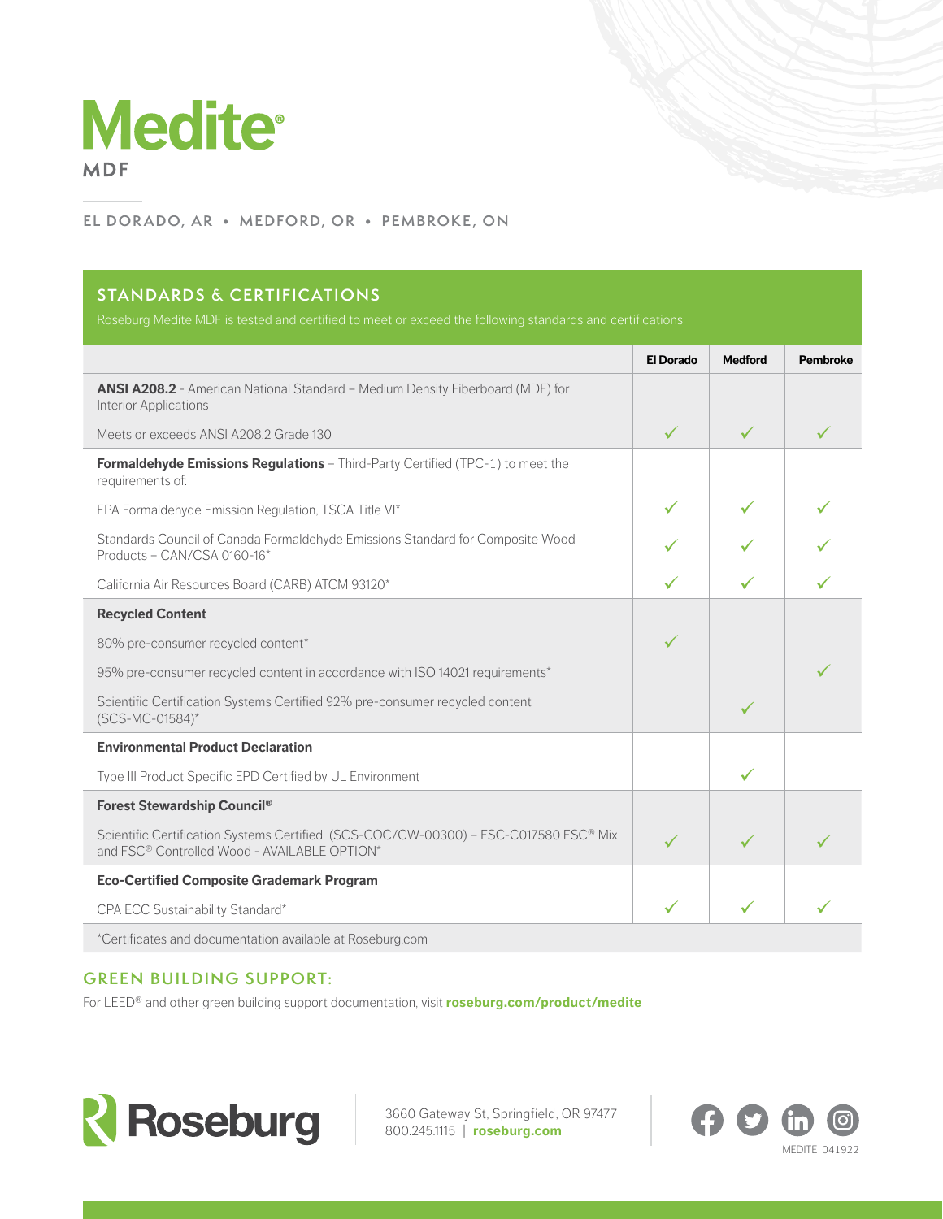# Medite®

**MDF**

EL DORADO, AR • MEDFORD, OR • PEMBROKE, ON

## STANDARDS & CERTIFICATIONS

Roseburg Medite MDF is tested and certified to meet or exceed the following standards and certifications.

| | El Dorado | Medford | Pembroke |
|---|---|---|---|
| **ANSI A208.2** - American National Standard – Medium Density Fiberboard (MDF) for Interior Applications | | | |
| Meets or exceeds ANSI A208.2 Grade 130 | ✓ | ✓ | ✓ |
| **Formaldehyde Emissions Regulations** – Third-Party Certified (TPC-1) to meet the requirements of: | | | |
| EPA Formaldehyde Emission Regulation, TSCA Title VI* | ✓ | ✓ | ✓ |
| Standards Council of Canada Formaldehyde Emissions Standard for Composite Wood Products – CAN/CSA 0160-16* | ✓ | ✓ | ✓ |
| California Air Resources Board (CARB) ATCM 93120* | ✓ | ✓ | ✓ |
| **Recycled Content** | | | |
| 80% pre-consumer recycled content* | ✓ | | |
| 95% pre-consumer recycled content in accordance with ISO 14021 requirements* | | | ✓ |
| Scientific Certification Systems Certified 92% pre-consumer recycled content (SCS-MC-01584)* | | ✓ | |
| **Environmental Product Declaration** | | | |
| Type III Product Specific EPD Certified by UL Environment | | ✓ | |
| **Forest Stewardship Council®** | | | |
| Scientific Certification Systems Certified (SCS-COC/CW-00300) – FSC-C017580 FSC® Mix and FSC® Controlled Wood - AVAILABLE OPTION* | ✓ | ✓ | ✓ |
| **Eco-Certified Composite Grademark Program** | | | |
| CPA ECC Sustainability Standard* | ✓ | ✓ | ✓ |

*Certificates and documentation available at Roseburg.com

## GREEN BUILDING SUPPORT:

For LEED® and other green building support documentation, visit **roseburg.com/product/medite**

Roseburg

3660 Gateway St, Springfield, OR 97477
800.245.1115 | **roseburg.com**

MEDITE 041922